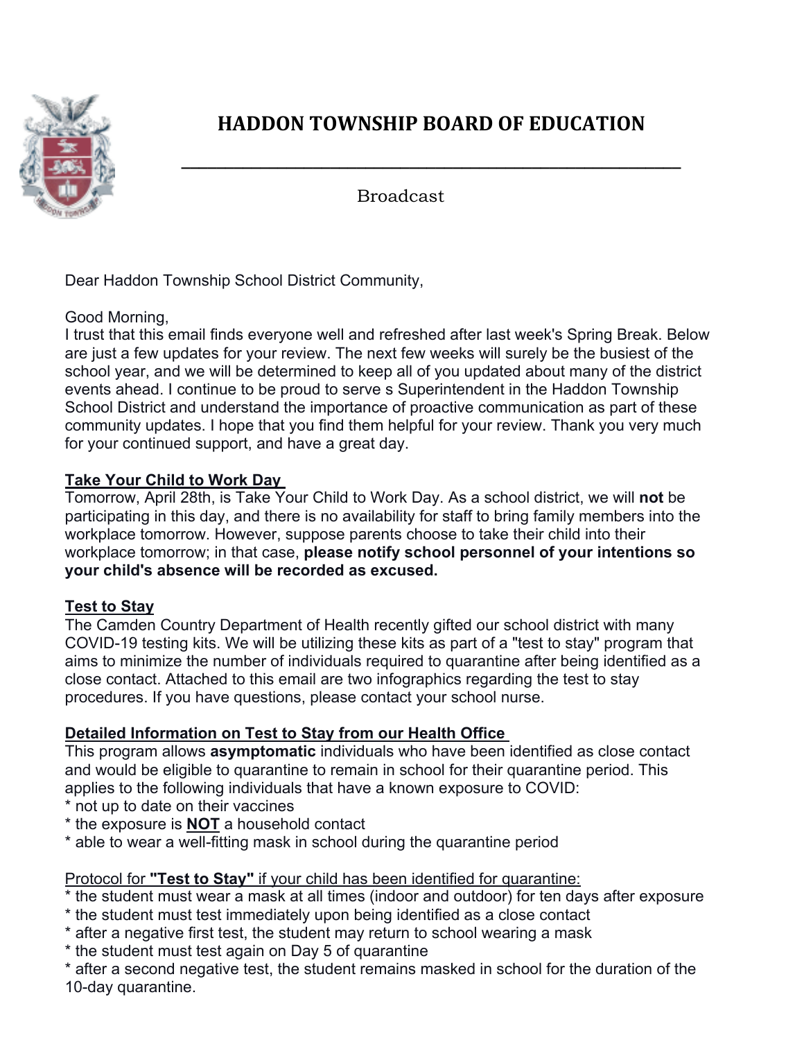# HADDON TOWNSHIP BOARD OF EDUCATION

Broadcast

Dear Haddon Township School District Community,

Good Morning,
I trust that this email finds everyone well and refreshed after last week's Spring Break. Below are just a few updates for your review. The next few weeks will surely be the busiest of the school year, and we will be determined to keep all of you updated about many of the district events ahead. I continue to be proud to serve s Superintendent in the Haddon Township School District and understand the importance of proactive communication as part of these community updates. I hope that you find them helpful for your review. Thank you very much for your continued support, and have a great day.

**Take Your Child to Work Day**

Tomorrow, April 28th, is Take Your Child to Work Day. As a school district, we will **not** be participating in this day, and there is no availability for staff to bring family members into the workplace tomorrow. However, suppose parents choose to take their child into their workplace tomorrow; in that case, **please notify school personnel of your intentions so your child's absence will be recorded as excused.**

**Test to Stay**

The Camden Country Department of Health recently gifted our school district with many COVID-19 testing kits. We will be utilizing these kits as part of a "test to stay" program that aims to minimize the number of individuals required to quarantine after being identified as a close contact. Attached to this email are two infographics regarding the test to stay procedures. If you have questions, please contact your school nurse.

**Detailed Information on Test to Stay from our Health Office**

This program allows **asymptomatic** individuals who have been identified as close contact and would be eligible to quarantine to remain in school for their quarantine period. This applies to the following individuals that have a known exposure to COVID:

* not up to date on their vaccines
* the exposure is **NOT** a household contact
* able to wear a well-fitting mask in school during the quarantine period

Protocol for **"Test to Stay"** if your child has been identified for quarantine:

* the student must wear a mask at all times (indoor and outdoor) for ten days after exposure
* the student must test immediately upon being identified as a close contact
* after a negative first test, the student may return to school wearing a mask
* the student must test again on Day 5 of quarantine
* after a second negative test, the student remains masked in school for the duration of the 10-day quarantine.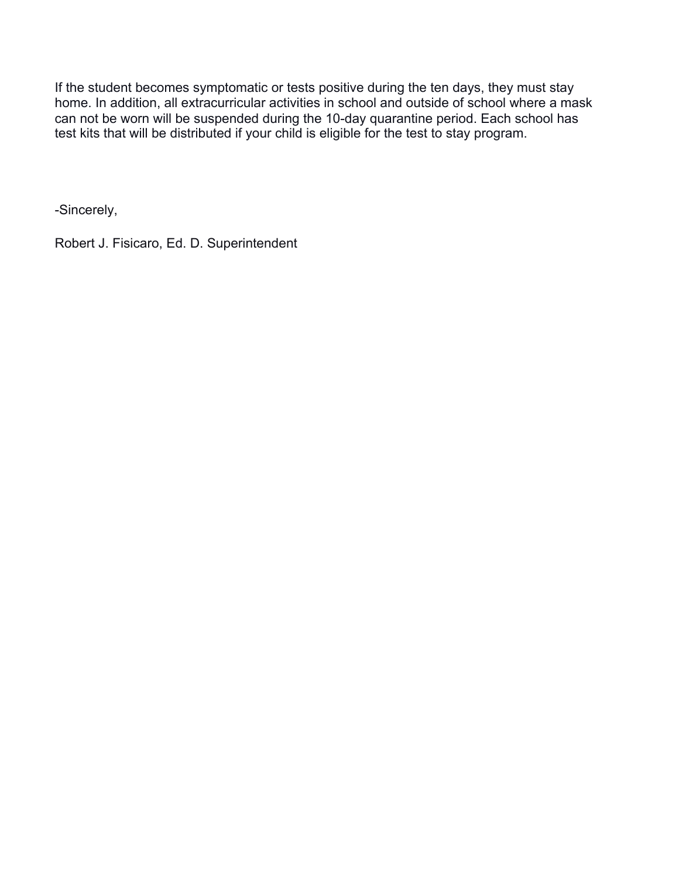If the student becomes symptomatic or tests positive during the ten days, they must stay home. In addition, all extracurricular activities in school and outside of school where a mask can not be worn will be suspended during the 10-day quarantine period. Each school has test kits that will be distributed if your child is eligible for the test to stay program.

-Sincerely,

Robert J. Fisicaro, Ed. D. Superintendent